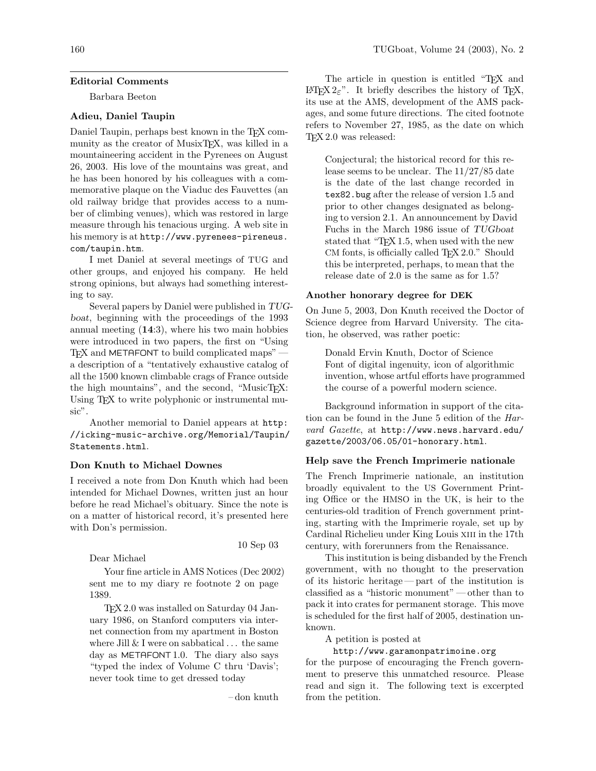## Editorial Comments

Barbara Beeton

### Adieu, Daniel Taupin

Daniel Taupin, perhaps best known in the TeX community as the creator of MusixTeX, was killed in a mountaineering accident in the Pyrenees on August 26, 2003. His love of the mountains was great, and he has been honored by his colleagues with a commemorative plaque on the Viaduc des Fauvettes (an old railway bridge that provides access to a number of climbing venues), which was restored in large measure through his tenacious urging. A web site in his memory is at `http://www.pyrenees-pireneus.com/taupin.htm`.

I met Daniel at several meetings of TUG and other groups, and enjoyed his company. He held strong opinions, but always had something interesting to say.

Several papers by Daniel were published in *TUGboat*, beginning with the proceedings of the 1993 annual meeting (**14**:3), where his two main hobbies were introduced in two papers, the first on "Using TeX and METAFONT to build complicated maps" — a description of a "tentatively exhaustive catalog of all the 1500 known climbable crags of France outside the high mountains", and the second, "MusicTeX: Using TeX to write polyphonic or instrumental music".

Another memorial to Daniel appears at `http://icking-music-archive.org/Memorial/Taupin/Statements.html`.

### Don Knuth to Michael Downes

I received a note from Don Knuth which had been intended for Michael Downes, written just an hour before he read Michael's obituary. Since the note is on a matter of historical record, it's presented here with Don's permission.

> 10 Sep 03
>
> Dear Michael
>
> Your fine article in AMS Notices (Dec 2002) sent me to my diary re footnote 2 on page 1389.
>
> TeX 2.0 was installed on Saturday 04 January 1986, on Stanford computers via internet connection from my apartment in Boston where Jill & I were on sabbatical ... the same day as METAFONT 1.0. The diary also says "typed the index of Volume C thru 'Davis'; never took time to get dressed today
>
> – don knuth

The article in question is entitled "TeX and LaTeX $2_\varepsilon$". It briefly describes the history of TeX, its use at the AMS, development of the AMS packages, and some future directions. The cited footnote refers to November 27, 1985, as the date on which TeX 2.0 was released:

> Conjectural; the historical record for this release seems to be unclear. The 11/27/85 date is the date of the last change recorded in `tex82.bug` after the release of version 1.5 and prior to other changes designated as belonging to version 2.1. An announcement by David Fuchs in the March 1986 issue of *TUGboat* stated that "TeX 1.5, when used with the new CM fonts, is officially called TeX 2.0." Should this be interpreted, perhaps, to mean that the release date of 2.0 is the same as for 1.5?

### Another honorary degree for DEK

On June 5, 2003, Don Knuth received the Doctor of Science degree from Harvard University. The citation, he observed, was rather poetic:

> Donald Ervin Knuth, Doctor of Science
> Font of digital ingenuity, icon of algorithmic invention, whose artful efforts have programmed the course of a powerful modern science.

Background information in support of the citation can be found in the June 5 edition of the *Harvard Gazette*, at `http://www.news.harvard.edu/gazette/2003/06.05/01-honorary.html`.

### Help save the French Imprimerie nationale

The French Imprimerie nationale, an institution broadly equivalent to the US Government Printing Office or the HMSO in the UK, is heir to the centuries-old tradition of French government printing, starting with the Imprimerie royale, set up by Cardinal Richelieu under King Louis XIII in the 17th century, with forerunners from the Renaissance.

This institution is being disbanded by the French government, with no thought to the preservation of its historic heritage — part of the institution is classified as a "historic monument" — other than to pack it into crates for permanent storage. This move is scheduled for the first half of 2005, destination unknown.

A petition is posted at

`http://www.garamonpatrimoine.org`

for the purpose of encouraging the French government to preserve this unmatched resource. Please read and sign it. The following text is excerpted from the petition.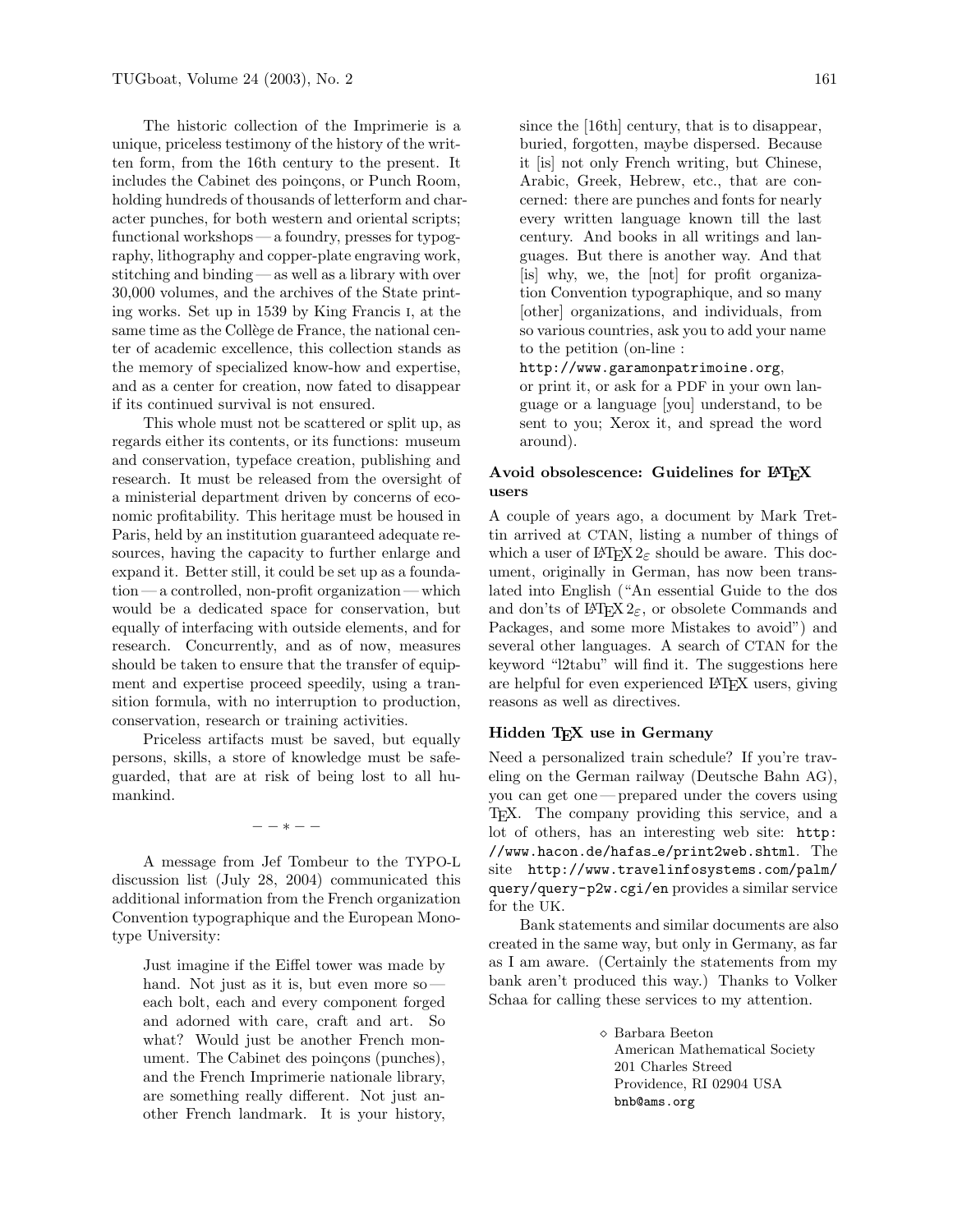The historic collection of the Imprimerie is a unique, priceless testimony of the history of the written form, from the 16th century to the present. It includes the Cabinet des poinçons, or Punch Room, holding hundreds of thousands of letterform and character punches, for both western and oriental scripts; functional workshops — a foundry, presses for typography, lithography and copper-plate engraving work, stitching and binding — as well as a library with over 30,000 volumes, and the archives of the State printing works. Set up in 1539 by King Francis I, at the same time as the Collège de France, the national center of academic excellence, this collection stands as the memory of specialized know-how and expertise, and as a center for creation, now fated to disappear if its continued survival is not ensured.

This whole must not be scattered or split up, as regards either its contents, or its functions: museum and conservation, typeface creation, publishing and research. It must be released from the oversight of a ministerial department driven by concerns of economic profitability. This heritage must be housed in Paris, held by an institution guaranteed adequate resources, having the capacity to further enlarge and expand it. Better still, it could be set up as a foundation — a controlled, non-profit organization — which would be a dedicated space for conservation, but equally of interfacing with outside elements, and for research. Concurrently, and as of now, measures should be taken to ensure that the transfer of equipment and expertise proceed speedily, using a transition formula, with no interruption to production, conservation, research or training activities.

Priceless artifacts must be saved, but equally persons, skills, a store of knowledge must be safeguarded, that are at risk of being lost to all humankind.

– – ∗ – –

A message from Jef Tombeur to the TYPO-L discussion list (July 28, 2004) communicated this additional information from the French organization Convention typographique and the European Monotype University:

> Just imagine if the Eiffel tower was made by hand. Not just as it is, but even more so — each bolt, each and every component forged and adorned with care, craft and art. So what? Would just be another French monument. The Cabinet des poinçons (punches), and the French Imprimerie nationale library, are something really different. Not just another French landmark. It is your history, since the [16th] century, that is to disappear, buried, forgotten, maybe dispersed. Because it [is] not only French writing, but Chinese, Arabic, Greek, Hebrew, etc., that are concerned: there are punches and fonts for nearly every written language known till the last century. And books in all writings and languages. But there is another way. And that [is] why, we, the [not] for profit organization Convention typographique, and so many [other] organizations, and individuals, from so various countries, ask you to add your name to the petition (on-line :
> `http://www.garamonpatrimoine.org`,
> or print it, or ask for a PDF in your own language or a language [you] understand, to be sent to you; Xerox it, and spread the word around).

### Avoid obsolescence: Guidelines for LaTeX users

A couple of years ago, a document by Mark Trettin arrived at CTAN, listing a number of things of which a user of LaTeX $2_\varepsilon$ should be aware. This document, originally in German, has now been translated into English ("An essential Guide to the dos and don'ts of LaTeX $2_\varepsilon$, or obsolete Commands and Packages, and some more Mistakes to avoid") and several other languages. A search of CTAN for the keyword "l2tabu" will find it. The suggestions here are helpful for even experienced LaTeX users, giving reasons as well as directives.

### Hidden TeX use in Germany

Need a personalized train schedule? If you're traveling on the German railway (Deutsche Bahn AG), you can get one — prepared under the covers using TeX. The company providing this service, and a lot of others, has an interesting web site: `http://www.hacon.de/hafas_e/print2web.shtml`. The site `http://www.travelinfosystems.com/palm/query/query-p2w.cgi/en` provides a similar service for the UK.

Bank statements and similar documents are also created in the same way, but only in Germany, as far as I am aware. (Certainly the statements from my bank aren't produced this way.) Thanks to Volker Schaa for calling these services to my attention.

◇ Barbara Beeton
American Mathematical Society
201 Charles Streed
Providence, RI 02904 USA
bnb@ams.org